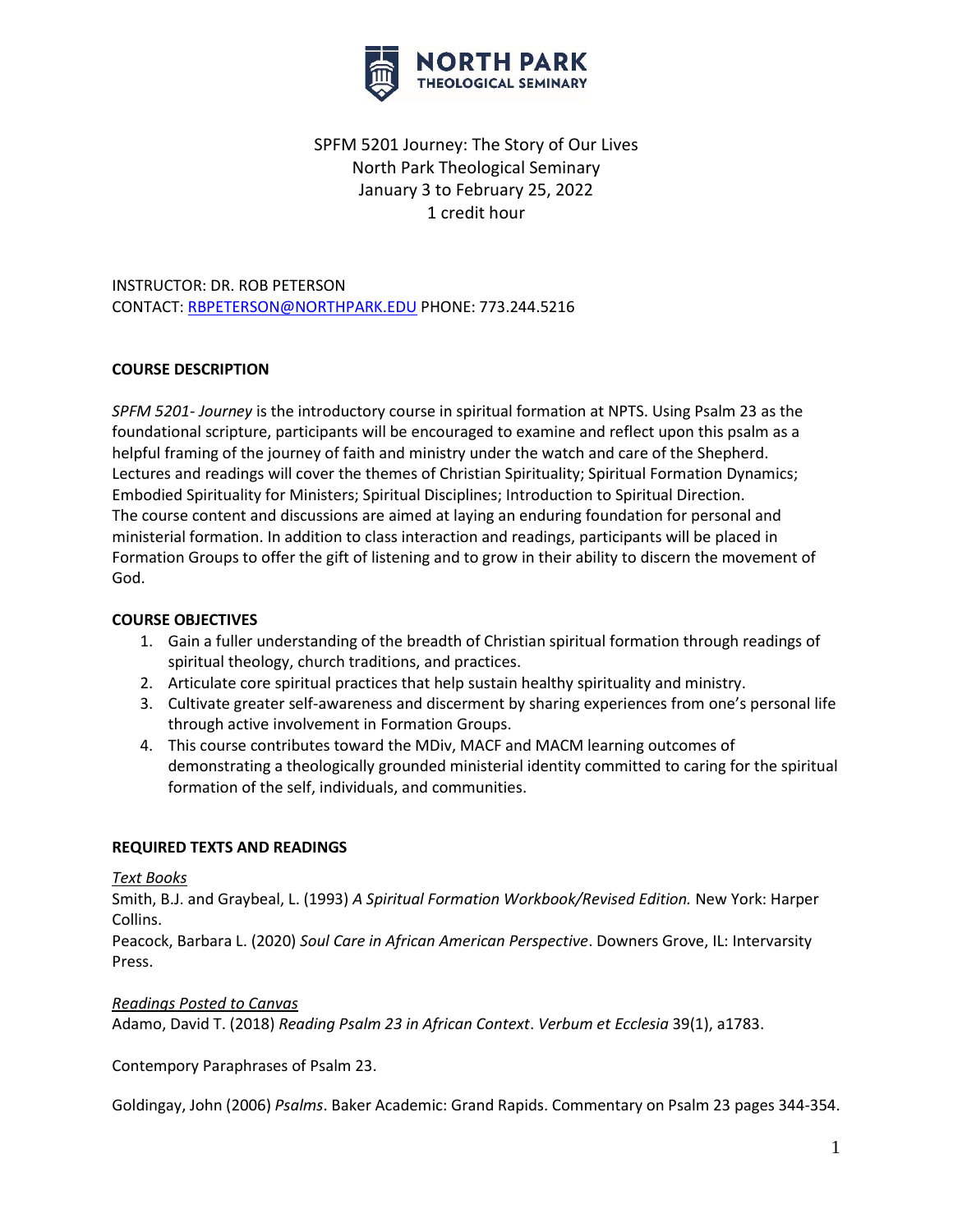NORTH PARK
THEOLOGICAL SEMINARY

SPFM 5201 Journey: The Story of Our Lives
North Park Theological Seminary
January 3 to February 25, 2022
1 credit hour

INSTRUCTOR: DR. ROB PETERSON
CONTACT: RBPETERSON@NORTHPARK.EDU PHONE: 773.244.5216

## COURSE DESCRIPTION

*SPFM 5201- Journey* is the introductory course in spiritual formation at NPTS. Using Psalm 23 as the foundational scripture, participants will be encouraged to examine and reflect upon this psalm as a helpful framing of the journey of faith and ministry under the watch and care of the Shepherd. Lectures and readings will cover the themes of Christian Spirituality; Spiritual Formation Dynamics; Embodied Spirituality for Ministers; Spiritual Disciplines; Introduction to Spiritual Direction. The course content and discussions are aimed at laying an enduring foundation for personal and ministerial formation. In addition to class interaction and readings, participants will be placed in Formation Groups to offer the gift of listening and to grow in their ability to discern the movement of God.

## COURSE OBJECTIVES

1. Gain a fuller understanding of the breadth of Christian spiritual formation through readings of spiritual theology, church traditions, and practices.
2. Articulate core spiritual practices that help sustain healthy spirituality and ministry.
3. Cultivate greater self-awareness and discernment by sharing experiences from one's personal life through active involvement in Formation Groups.
4. This course contributes toward the MDiv, MACF and MACM learning outcomes of demonstrating a theologically grounded ministerial identity committed to caring for the spiritual formation of the self, individuals, and communities.

## REQUIRED TEXTS AND READINGS

### *Text Books*

Smith, B.J. and Graybeal, L. (1993) *A Spiritual Formation Workbook/Revised Edition.* New York: Harper Collins.

Peacock, Barbara L. (2020) *Soul Care in African American Perspective*. Downers Grove, IL: Intervarsity Press.

### *Readings Posted to Canvas*

Adamo, David T. (2018) *Reading Psalm 23 in African Context*. *Verbum et Ecclesia* 39(1), a1783.

Contempory Paraphrases of Psalm 23.

Goldingay, John (2006) *Psalms*. Baker Academic: Grand Rapids. Commentary on Psalm 23 pages 344-354.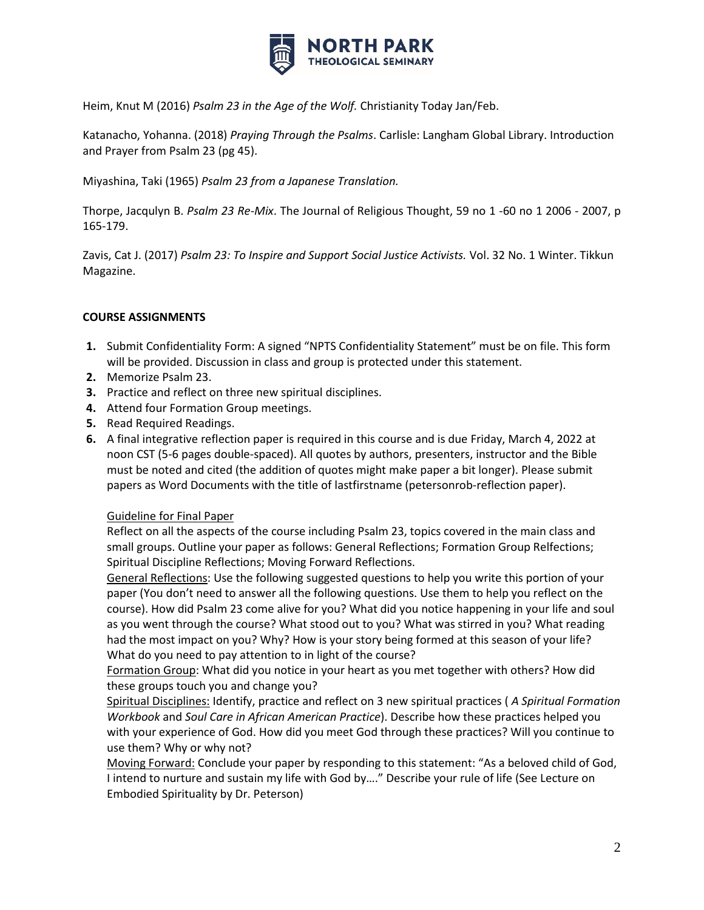Heim, Knut M (2016) *Psalm 23 in the Age of the Wolf.* Christianity Today Jan/Feb.

Katanacho, Yohanna. (2018) *Praying Through the Psalms*. Carlisle: Langham Global Library. Introduction and Prayer from Psalm 23 (pg 45).

Miyashina, Taki (1965) *Psalm 23 from a Japanese Translation.*

Thorpe, Jacqulyn B. *Psalm 23 Re-Mix*. The Journal of Religious Thought, 59 no 1 -60 no 1 2006 - 2007, p 165-179.

Zavis, Cat J. (2017) *Psalm 23: To Inspire and Support Social Justice Activists.* Vol. 32 No. 1 Winter. Tikkun Magazine.

**COURSE ASSIGNMENTS**

1. Submit Confidentiality Form: A signed "NPTS Confidentiality Statement" must be on file. This form will be provided. Discussion in class and group is protected under this statement.
2. Memorize Psalm 23.
3. Practice and reflect on three new spiritual disciplines.
4. Attend four Formation Group meetings.
5. Read Required Readings.
6. A final integrative reflection paper is required in this course and is due Friday, March 4, 2022 at noon CST (5-6 pages double-spaced). All quotes by authors, presenters, instructor and the Bible must be noted and cited (the addition of quotes might make paper a bit longer). Please submit papers as Word Documents with the title of lastfirstname (petersonrob-reflection paper).

   <u>Guideline for Final Paper</u>
   Reflect on all the aspects of the course including Psalm 23, topics covered in the main class and small groups. Outline your paper as follows: General Reflections; Formation Group Relfections; Spiritual Discipline Reflections; Moving Forward Reflections.
   <u>General Reflections</u>: Use the following suggested questions to help you write this portion of your paper (You don't need to answer all the following questions. Use them to help you reflect on the course). How did Psalm 23 come alive for you? What did you notice happening in your life and soul as you went through the course? What stood out to you? What was stirred in you? What reading had the most impact on you? Why? How is your story being formed at this season of your life? What do you need to pay attention to in light of the course?
   <u>Formation Group</u>: What did you notice in your heart as you met together with others? How did these groups touch you and change you?
   <u>Spiritual Disciplines:</u> Identify, practice and reflect on 3 new spiritual practices ( *A Spiritual Formation Workbook* and *Soul Care in African American Practice*). Describe how these practices helped you with your experience of God. How did you meet God through these practices? Will you continue to use them? Why or why not?
   <u>Moving Forward:</u> Conclude your paper by responding to this statement: "As a beloved child of God, I intend to nurture and sustain my life with God by…." Describe your rule of life (See Lecture on Embodied Spirituality by Dr. Peterson)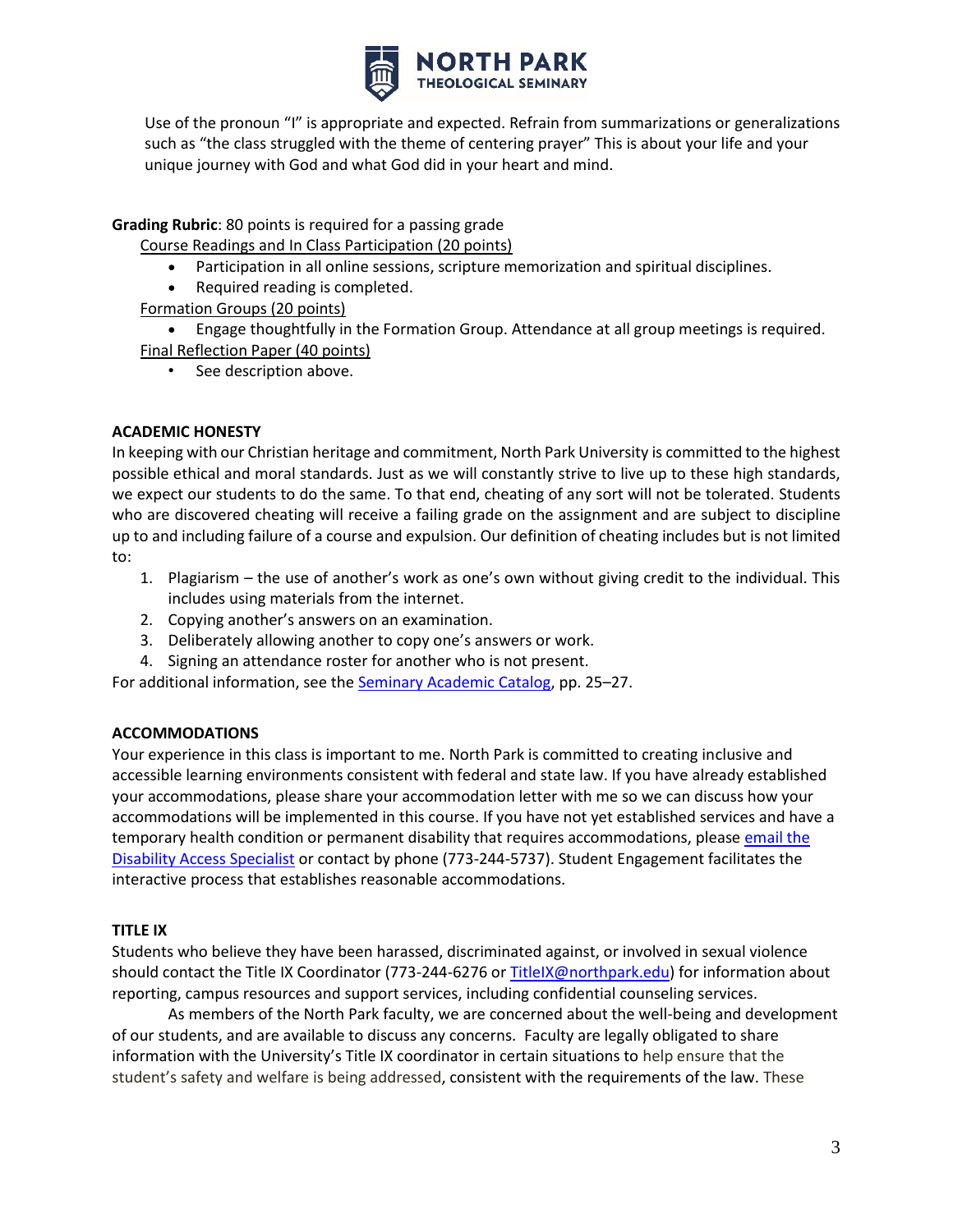Use of the pronoun "I" is appropriate and expected. Refrain from summarizations or generalizations such as "the class struggled with the theme of centering prayer" This is about your life and your unique journey with God and what God did in your heart and mind.

**Grading Rubric**: 80 points is required for a passing grade

Course Readings and In Class Participation (20 points)

- Participation in all online sessions, scripture memorization and spiritual disciplines.
- Required reading is completed.

Formation Groups (20 points)

- Engage thoughtfully in the Formation Group. Attendance at all group meetings is required.

Final Reflection Paper (40 points)

- See description above.

**ACADEMIC HONESTY**

In keeping with our Christian heritage and commitment, North Park University is committed to the highest possible ethical and moral standards. Just as we will constantly strive to live up to these high standards, we expect our students to do the same. To that end, cheating of any sort will not be tolerated. Students who are discovered cheating will receive a failing grade on the assignment and are subject to discipline up to and including failure of a course and expulsion. Our definition of cheating includes but is not limited to:

1. Plagiarism – the use of another's work as one's own without giving credit to the individual. This includes using materials from the internet.
2. Copying another's answers on an examination.
3. Deliberately allowing another to copy one's answers or work.
4. Signing an attendance roster for another who is not present.

For additional information, see the Seminary Academic Catalog, pp. 25–27.

**ACCOMMODATIONS**

Your experience in this class is important to me. North Park is committed to creating inclusive and accessible learning environments consistent with federal and state law. If you have already established your accommodations, please share your accommodation letter with me so we can discuss how your accommodations will be implemented in this course. If you have not yet established services and have a temporary health condition or permanent disability that requires accommodations, please email the Disability Access Specialist or contact by phone (773-244-5737). Student Engagement facilitates the interactive process that establishes reasonable accommodations.

**TITLE IX**

Students who believe they have been harassed, discriminated against, or involved in sexual violence should contact the Title IX Coordinator (773-244-6276 or TitleIX@northpark.edu) for information about reporting, campus resources and support services, including confidential counseling services.

As members of the North Park faculty, we are concerned about the well-being and development of our students, and are available to discuss any concerns. Faculty are legally obligated to share information with the University's Title IX coordinator in certain situations to help ensure that the student's safety and welfare is being addressed, consistent with the requirements of the law. These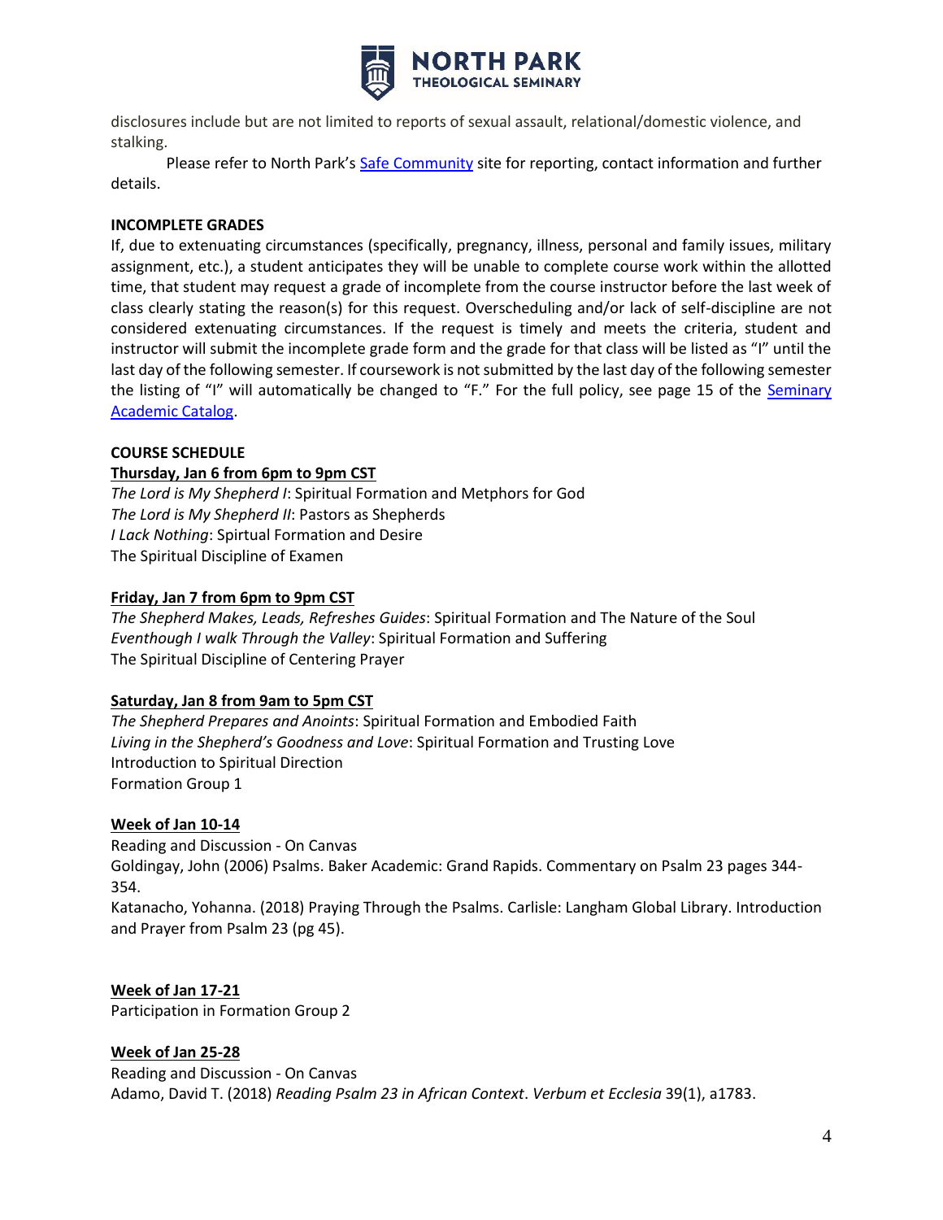disclosures include but are not limited to reports of sexual assault, relational/domestic violence, and stalking.

Please refer to North Park's [Safe Community] site for reporting, contact information and further details.

**INCOMPLETE GRADES**

If, due to extenuating circumstances (specifically, pregnancy, illness, personal and family issues, military assignment, etc.), a student anticipates they will be unable to complete course work within the allotted time, that student may request a grade of incomplete from the course instructor before the last week of class clearly stating the reason(s) for this request. Overscheduling and/or lack of self-discipline are not considered extenuating circumstances. If the request is timely and meets the criteria, student and instructor will submit the incomplete grade form and the grade for that class will be listed as "I" until the last day of the following semester. If coursework is not submitted by the last day of the following semester the listing of "I" will automatically be changed to "F." For the full policy, see page 15 of the Seminary Academic Catalog.

**COURSE SCHEDULE**

**Thursday, Jan 6 from 6pm to 9pm CST**

*The Lord is My Shepherd I*: Spiritual Formation and Metphors for God
*The Lord is My Shepherd II*: Pastors as Shepherds
*I Lack Nothing*: Spirtual Formation and Desire
The Spiritual Discipline of Examen

**Friday, Jan 7 from 6pm to 9pm CST**

*The Shepherd Makes, Leads, Refreshes Guides*: Spiritual Formation and The Nature of the Soul
*Eventhough I walk Through the Valley*: Spiritual Formation and Suffering
The Spiritual Discipline of Centering Prayer

**Saturday, Jan 8 from 9am to 5pm CST**

*The Shepherd Prepares and Anoints*: Spiritual Formation and Embodied Faith
*Living in the Shepherd's Goodness and Love*: Spiritual Formation and Trusting Love
Introduction to Spiritual Direction
Formation Group 1

**Week of Jan 10-14**

Reading and Discussion - On Canvas
Goldingay, John (2006) Psalms. Baker Academic: Grand Rapids. Commentary on Psalm 23 pages 344-354.
Katanacho, Yohanna. (2018) Praying Through the Psalms. Carlisle: Langham Global Library. Introduction and Prayer from Psalm 23 (pg 45).

**Week of Jan 17-21**

Participation in Formation Group 2

**Week of Jan 25-28**

Reading and Discussion - On Canvas
Adamo, David T. (2018) *Reading Psalm 23 in African Context*. *Verbum et Ecclesia* 39(1), a1783.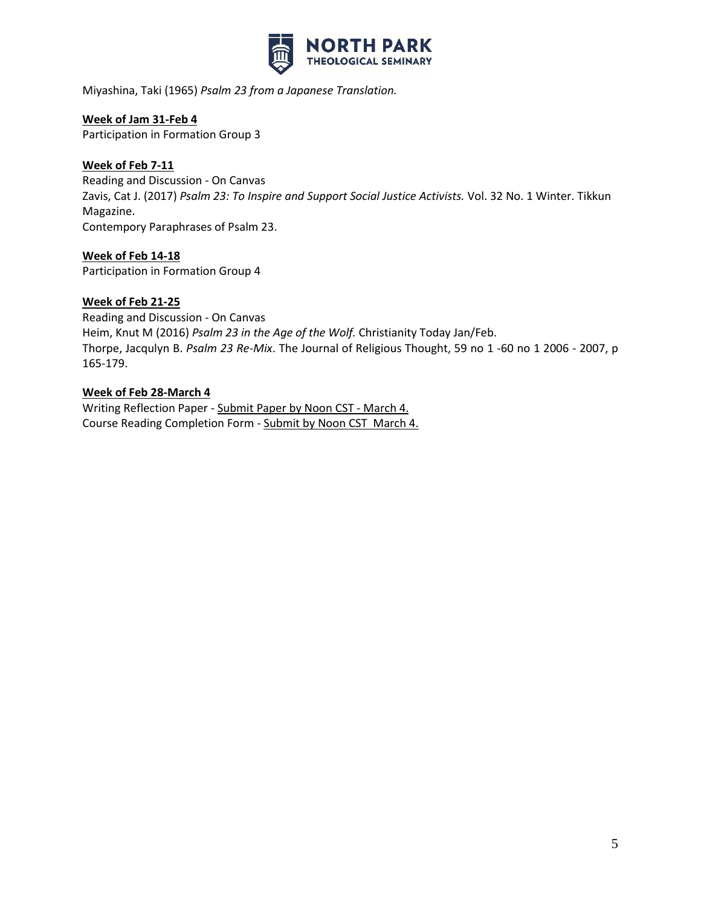Miyashina, Taki (1965) *Psalm 23 from a Japanese Translation.*

**Week of Jam 31-Feb 4**

Participation in Formation Group 3

**Week of Feb 7-11**

Reading and Discussion - On Canvas

Zavis, Cat J. (2017) *Psalm 23: To Inspire and Support Social Justice Activists.* Vol. 32 No. 1 Winter. Tikkun Magazine.

Contempory Paraphrases of Psalm 23.

**Week of Feb 14-18**

Participation in Formation Group 4

**Week of Feb 21-25**

Reading and Discussion - On Canvas

Heim, Knut M (2016) *Psalm 23 in the Age of the Wolf.* Christianity Today Jan/Feb.

Thorpe, Jacqulyn B. *Psalm 23 Re-Mix*. The Journal of Religious Thought, 59 no 1 -60 no 1 2006 - 2007, p 165-179.

**Week of Feb 28-March 4**

Writing Reflection Paper - Submit Paper by Noon CST - March 4.

Course Reading Completion Form - Submit by Noon CST March 4.